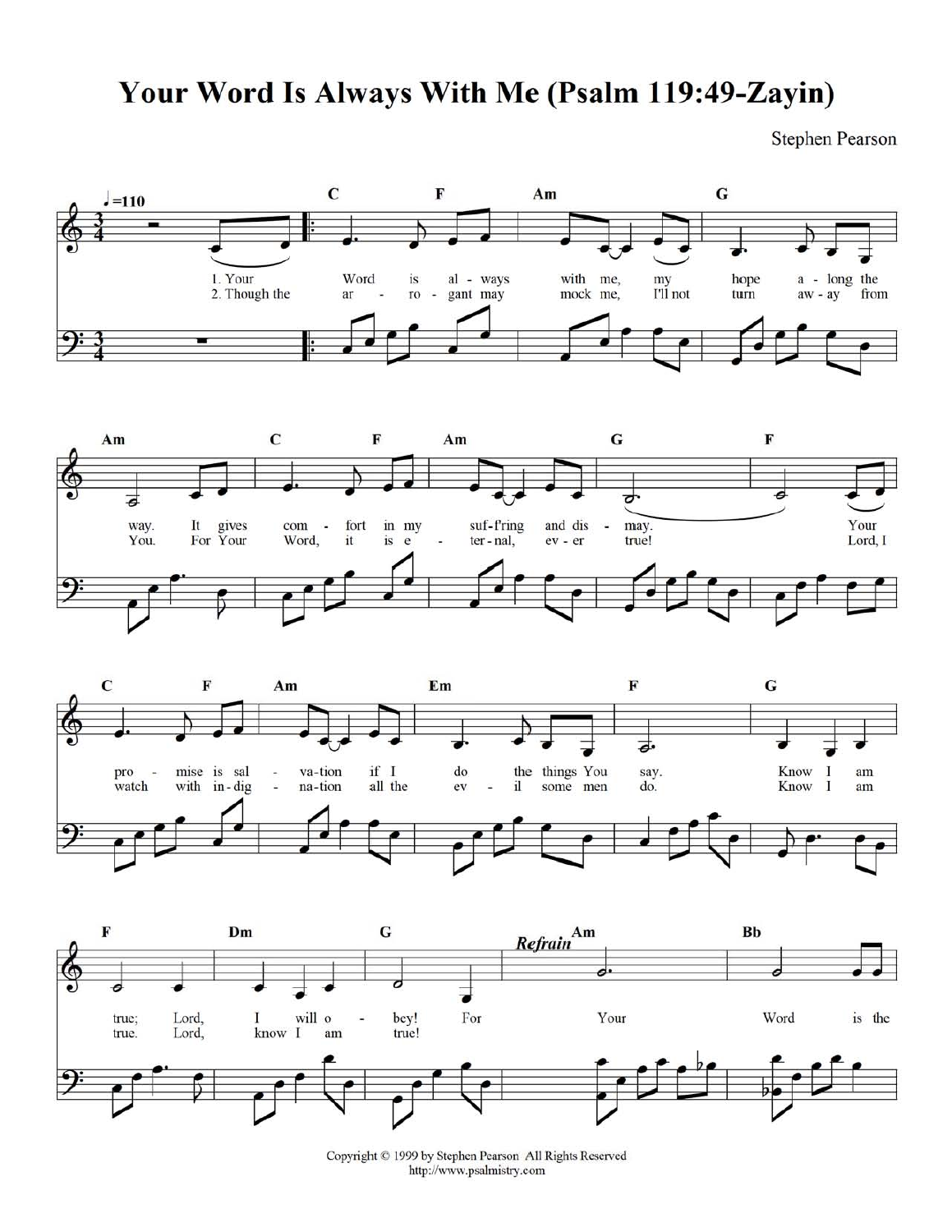# Your Word Is Always With Me (Psalm 119:49-Zayin)

Stephen Pearson

♩=110

1. Your Word is al - ways with me, my hope a - long the way. It gives com - fort in my suf-f'ring and dis - may. Your pro - mise is sal - va-tion if I do the things You say. Know I am true; Lord, I will o - bey!

2. Though the ar - ro - gant may mock me, I'll not turn aw - ay from You. For Your Word, it is e - ter - nal, ev - er true! Lord, I watch with in - dig - na-tion all the ev - il some men do. Know I am true. Lord, know I am true!

*Refrain*

For Your Word is the

Copyright © 1999 by Stephen Pearson All Rights Reserved
http://www.psalmistry.com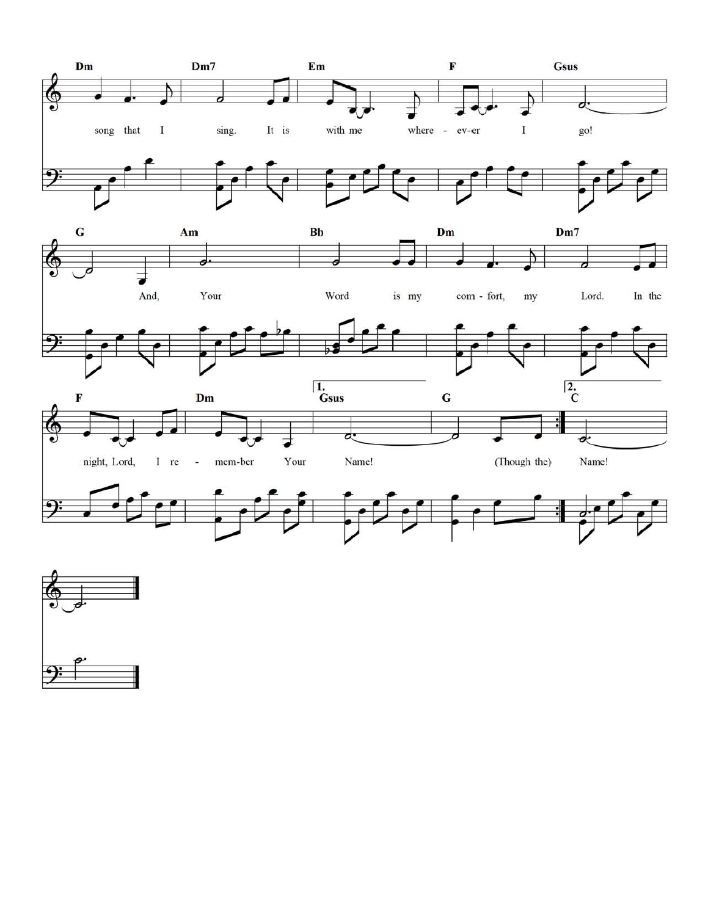Dm Dm7 Em F Gsus

song that I sing. It is with me where - ev-er I go!

G Am Bb Dm Dm7

And, Your Word is my com - fort, my Lord. In the

F Dm 1. Gsus G 2. C

night, Lord, I re - mem-ber Your Name! (Though the) Name!